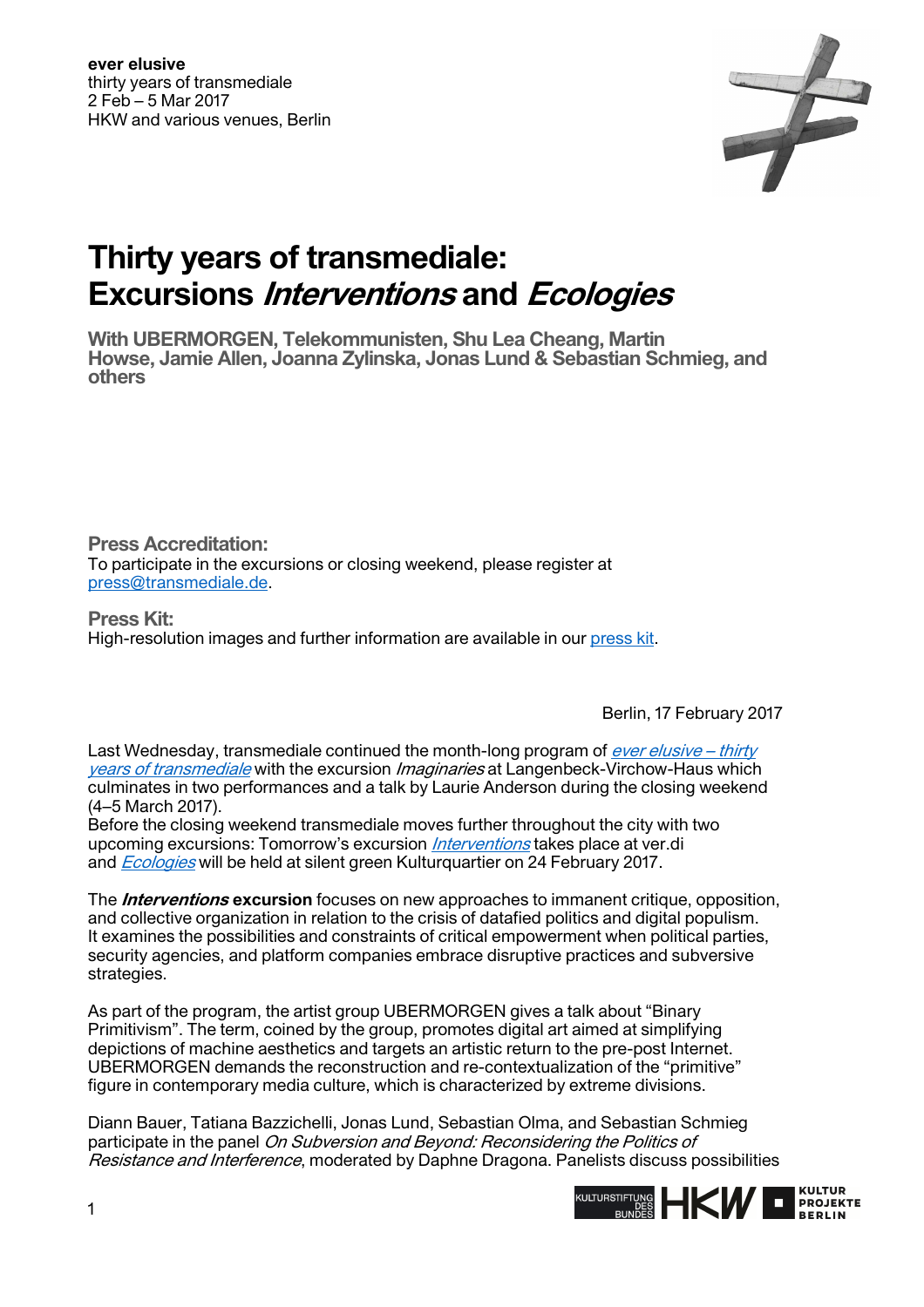**ever elusive**
thirty years of transmediale
2 Feb – 5 Mar 2017
HKW and various venues, Berlin

# Thirty years of transmediale: Excursions *Interventions* and *Ecologies*

**With UBERMORGEN, Telekommunisten, Shu Lea Cheang, Martin Howse, Jamie Allen, Joanna Zylinska, Jonas Lund & Sebastian Schmieg, and others**

**Press Accreditation:**
To participate in the excursions or closing weekend, please register at press@transmediale.de.

**Press Kit:**
High-resolution images and further information are available in our press kit.

Berlin, 17 February 2017

Last Wednesday, transmediale continued the month-long program of *ever elusive – thirty years of transmediale* with the excursion *Imaginaries* at Langenbeck-Virchow-Haus which culminates in two performances and a talk by Laurie Anderson during the closing weekend (4–5 March 2017).
Before the closing weekend transmediale moves further throughout the city with two upcoming excursions: Tomorrow's excursion *Interventions* takes place at ver.di and *Ecologies* will be held at silent green Kulturquartier on 24 February 2017.

The ***Interventions*** **excursion** focuses on new approaches to immanent critique, opposition, and collective organization in relation to the crisis of datafied politics and digital populism. It examines the possibilities and constraints of critical empowerment when political parties, security agencies, and platform companies embrace disruptive practices and subversive strategies.

As part of the program, the artist group UBERMORGEN gives a talk about "Binary Primitivism". The term, coined by the group, promotes digital art aimed at simplifying depictions of machine aesthetics and targets an artistic return to the pre-post Internet. UBERMORGEN demands the reconstruction and re-contextualization of the "primitive" figure in contemporary media culture, which is characterized by extreme divisions.

Diann Bauer, Tatiana Bazzichelli, Jonas Lund, Sebastian Olma, and Sebastian Schmieg participate in the panel *On Subversion and Beyond: Reconsidering the Politics of Resistance and Interference*, moderated by Daphne Dragona. Panelists discuss possibilities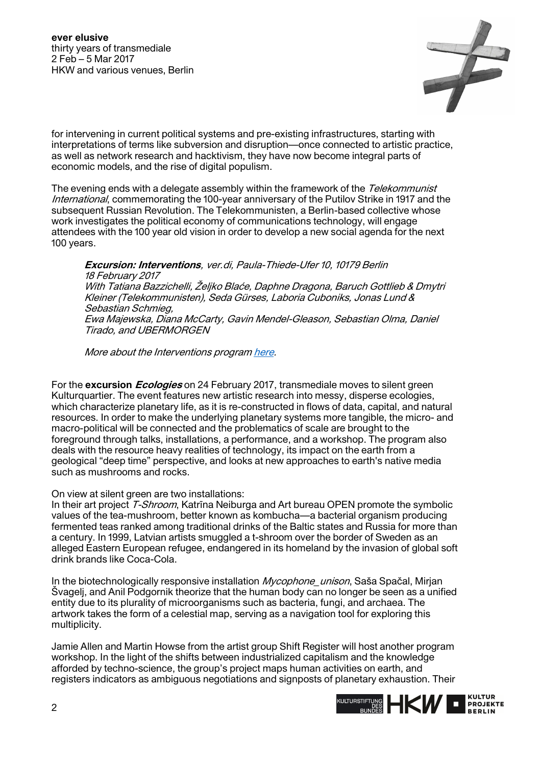for intervening in current political systems and pre-existing infrastructures, starting with interpretations of terms like subversion and disruption—once connected to artistic practice, as well as network research and hacktivism, they have now become integral parts of economic models, and the rise of digital populism.

The evening ends with a delegate assembly within the framework of the *Telekommunist International*, commemorating the 100-year anniversary of the Putilov Strike in 1917 and the subsequent Russian Revolution. The Telekommunisten, a Berlin-based collective whose work investigates the political economy of communications technology, will engage attendees with the 100 year old vision in order to develop a new social agenda for the next 100 years.

> ***Excursion: Interventions****, ver.di, Paula-Thiede-Ufer 10, 10179 Berlin*
> *18 February 2017*
> *With Tatiana Bazzichelli, Željko Blaće, Daphne Dragona, Baruch Gottlieb & Dmytri Kleiner (Telekommunisten), Seda Gürses, Laboria Cuboniks, Jonas Lund & Sebastian Schmieg,*
> *Ewa Majewska, Diana McCarty, Gavin Mendel-Gleason, Sebastian Olma, Daniel Tirado, and UBERMORGEN*
>
> *More about the Interventions program here.*

For the **excursion *Ecologies*** on 24 February 2017, transmediale moves to silent green Kulturquartier. The event features new artistic research into messy, disperse ecologies, which characterize planetary life, as it is re-constructed in flows of data, capital, and natural resources. In order to make the underlying planetary systems more tangible, the micro- and macro-political will be connected and the problematics of scale are brought to the foreground through talks, installations, a performance, and a workshop. The program also deals with the resource heavy realities of technology, its impact on the earth from a geological "deep time" perspective, and looks at new approaches to earth's native media such as mushrooms and rocks.

On view at silent green are two installations:
In their art project *T-Shroom*, Katrīna Neiburga and Art bureau OPEN promote the symbolic values of the tea-mushroom, better known as kombucha—a bacterial organism producing fermented teas ranked among traditional drinks of the Baltic states and Russia for more than a century. In 1999, Latvian artists smuggled a t-shroom over the border of Sweden as an alleged Eastern European refugee, endangered in its homeland by the invasion of global soft drink brands like Coca-Cola.

In the biotechnologically responsive installation *Mycophone_unison*, Saša Spačal, Mirjan Švagelj, and Anil Podgornik theorize that the human body can no longer be seen as a unified entity due to its plurality of microorganisms such as bacteria, fungi, and archaea. The artwork takes the form of a celestial map, serving as a navigation tool for exploring this multiplicity.

Jamie Allen and Martin Howse from the artist group Shift Register will host another program workshop. In the light of the shifts between industrialized capitalism and the knowledge afforded by techno-science, the group's project maps human activities on earth, and registers indicators as ambiguous negotiations and signposts of planetary exhaustion. Their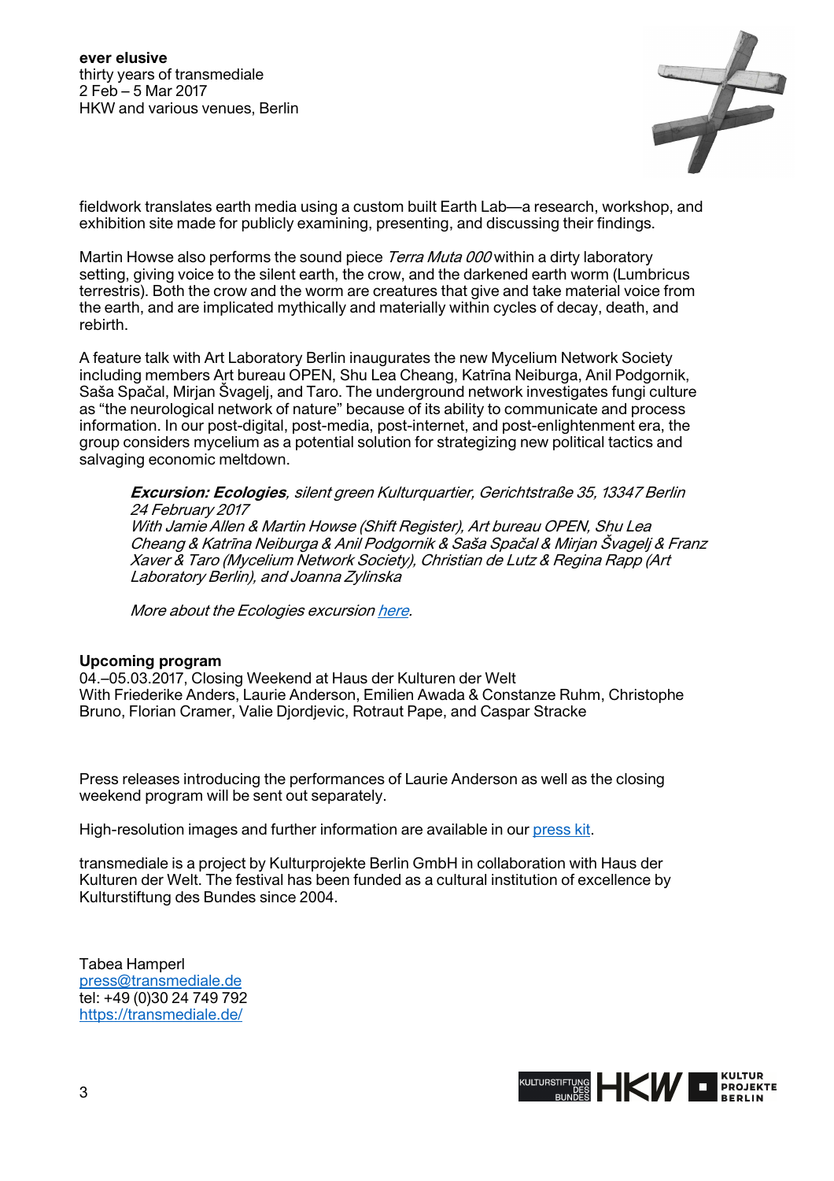fieldwork translates earth media using a custom built Earth Lab—a research, workshop, and exhibition site made for publicly examining, presenting, and discussing their findings.

Martin Howse also performs the sound piece *Terra Muta 000* within a dirty laboratory setting, giving voice to the silent earth, the crow, and the darkened earth worm (Lumbricus terrestris). Both the crow and the worm are creatures that give and take material voice from the earth, and are implicated mythically and materially within cycles of decay, death, and rebirth.

A feature talk with Art Laboratory Berlin inaugurates the new Mycelium Network Society including members Art bureau OPEN, Shu Lea Cheang, Katrīna Neiburga, Anil Podgornik, Saša Spačal, Mirjan Švagelj, and Taro. The underground network investigates fungi culture as "the neurological network of nature" because of its ability to communicate and process information. In our post-digital, post-media, post-internet, and post-enlightenment era, the group considers mycelium as a potential solution for strategizing new political tactics and salvaging economic meltdown.

> ***Excursion: Ecologies****, silent green Kulturquartier, Gerichtstraße 35, 13347 Berlin*
> *24 February 2017*
> *With Jamie Allen & Martin Howse (Shift Register), Art bureau OPEN, Shu Lea Cheang & Katrīna Neiburga & Anil Podgornik & Saša Spačal & Mirjan Švagelj & Franz Xaver & Taro (Mycelium Network Society), Christian de Lutz & Regina Rapp (Art Laboratory Berlin), and Joanna Zylinska*
>
> *More about the Ecologies excursion here.*

**Upcoming program**
04.–05.03.2017, Closing Weekend at Haus der Kulturen der Welt
With Friederike Anders, Laurie Anderson, Emilien Awada & Constanze Ruhm, Christophe Bruno, Florian Cramer, Valie Djordjevic, Rotraut Pape, and Caspar Stracke

Press releases introducing the performances of Laurie Anderson as well as the closing weekend program will be sent out separately.

High-resolution images and further information are available in our press kit.

transmediale is a project by Kulturprojekte Berlin GmbH in collaboration with Haus der Kulturen der Welt. The festival has been funded as a cultural institution of excellence by Kulturstiftung des Bundes since 2004.

Tabea Hamperl
press@transmediale.de
tel: +49 (0)30 24 749 792
https://transmediale.de/